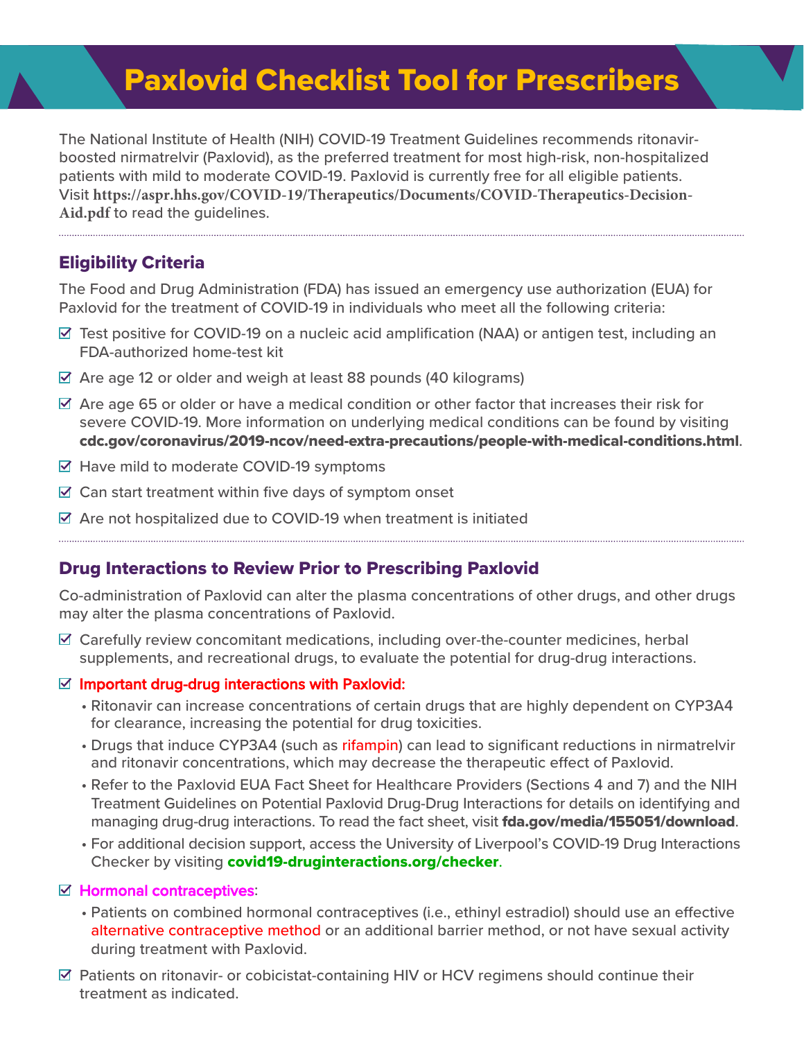# Paxlovid Checklist Tool for Prescribers

The National Institute of Health (NIH) COVID-19 Treatment Guidelines recommends ritonavir-boosted nirmatrelvir (Paxlovid), as the preferred treatment for most high-risk, non-hospitalized patients with mild to moderate COVID-19. Paxlovid is currently free for all eligible patients. Visit **https://aspr.hhs.gov/COVID-19/Therapeutics/Documents/COVID-Therapeutics-Decision-Aid.pdf** to read the guidelines.

## Eligibility Criteria

The Food and Drug Administration (FDA) has issued an emergency use authorization (EUA) for Paxlovid for the treatment of COVID-19 in individuals who meet all the following criteria:

- ☑ Test positive for COVID-19 on a nucleic acid amplification (NAA) or antigen test, including an FDA-authorized home-test kit
- ☑ Are age 12 or older and weigh at least 88 pounds (40 kilograms)
- ☑ Are age 65 or older or have a medical condition or other factor that increases their risk for severe COVID-19. More information on underlying medical conditions can be found by visiting **cdc.gov/coronavirus/2019-ncov/need-extra-precautions/people-with-medical-conditions.html**.
- ☑ Have mild to moderate COVID-19 symptoms
- ☑ Can start treatment within five days of symptom onset
- ☑ Are not hospitalized due to COVID-19 when treatment is initiated

## Drug Interactions to Review Prior to Prescribing Paxlovid

Co-administration of Paxlovid can alter the plasma concentrations of other drugs, and other drugs may alter the plasma concentrations of Paxlovid.

- ☑ Carefully review concomitant medications, including over-the-counter medicines, herbal supplements, and recreational drugs, to evaluate the potential for drug-drug interactions.
- ☑ Important drug-drug interactions with Paxlovid:
  - Ritonavir can increase concentrations of certain drugs that are highly dependent on CYP3A4 for clearance, increasing the potential for drug toxicities.
  - Drugs that induce CYP3A4 (such as rifampin) can lead to significant reductions in nirmatrelvir and ritonavir concentrations, which may decrease the therapeutic effect of Paxlovid.
  - Refer to the Paxlovid EUA Fact Sheet for Healthcare Providers (Sections 4 and 7) and the NIH Treatment Guidelines on Potential Paxlovid Drug-Drug Interactions for details on identifying and managing drug-drug interactions. To read the fact sheet, visit **fda.gov/media/155051/download**.
  - For additional decision support, access the University of Liverpool's COVID-19 Drug Interactions Checker by visiting **covid19-druginteractions.org/checker**.
- ☑ Hormonal contraceptives:
  - Patients on combined hormonal contraceptives (i.e., ethinyl estradiol) should use an effective alternative contraceptive method or an additional barrier method, or not have sexual activity during treatment with Paxlovid.
- ☑ Patients on ritonavir- or cobicistat-containing HIV or HCV regimens should continue their treatment as indicated.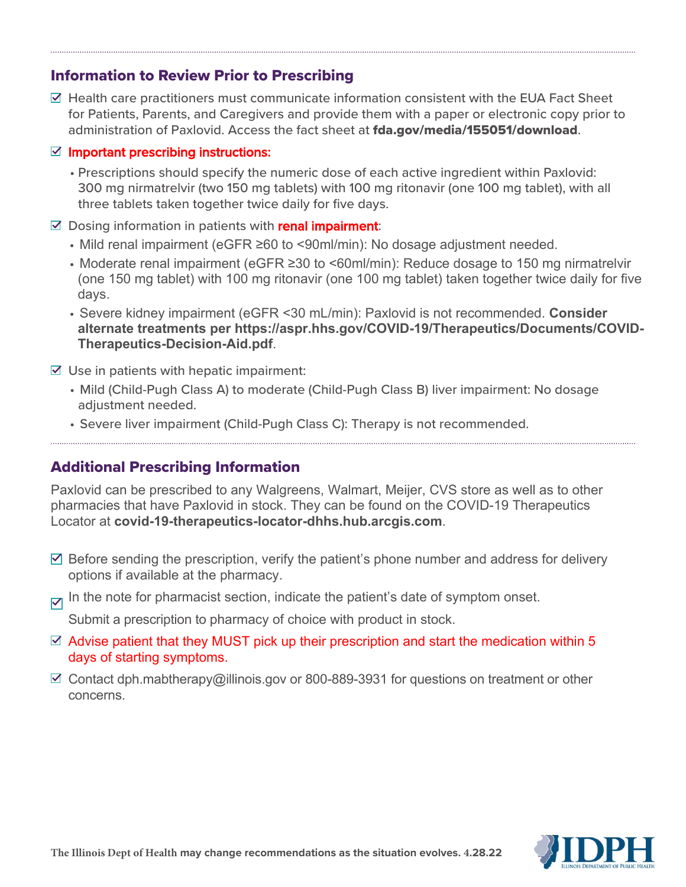## Information to Review Prior to Prescribing

- ☑ Health care practitioners must communicate information consistent with the EUA Fact Sheet for Patients, Parents, and Caregivers and provide them with a paper or electronic copy prior to administration of Paxlovid. Access the fact sheet at **fda.gov/media/155051/download**.
- ☑ Important prescribing instructions:
  - Prescriptions should specify the numeric dose of each active ingredient within Paxlovid: 300 mg nirmatrelvir (two 150 mg tablets) with 100 mg ritonavir (one 100 mg tablet), with all three tablets taken together twice daily for five days.
- ☑ Dosing information in patients with renal impairment:
  - Mild renal impairment (eGFR ≥60 to <90ml/min): No dosage adjustment needed.
  - Moderate renal impairment (eGFR ≥30 to <60ml/min): Reduce dosage to 150 mg nirmatrelvir (one 150 mg tablet) with 100 mg ritonavir (one 100 mg tablet) taken together twice daily for five days.
  - Severe kidney impairment (eGFR <30 mL/min): Paxlovid is not recommended. **Consider alternate treatments per https://aspr.hhs.gov/COVID-19/Therapeutics/Documents/COVID-Therapeutics-Decision-Aid.pdf**.
- ☑ Use in patients with hepatic impairment:
  - Mild (Child-Pugh Class A) to moderate (Child-Pugh Class B) liver impairment: No dosage adjustment needed.
  - Severe liver impairment (Child-Pugh Class C): Therapy is not recommended.

## Additional Prescribing Information

Paxlovid can be prescribed to any Walgreens, Walmart, Meijer, CVS store as well as to other pharmacies that have Paxlovid in stock. They can be found on the COVID-19 Therapeutics Locator at **covid-19-therapeutics-locator-dhhs.hub.arcgis.com**.

- ☑ Before sending the prescription, verify the patient's phone number and address for delivery options if available at the pharmacy.
- ☑ In the note for pharmacist section, indicate the patient's date of symptom onset.

  Submit a prescription to pharmacy of choice with product in stock.
- ☑ Advise patient that they MUST pick up their prescription and start the medication within 5 days of starting symptoms.
- ☑ Contact dph.mabtherapy@illinois.gov or 800-889-3931 for questions on treatment or other concerns.

The Illinois Dept of Health **may change recommendations as the situation evolves. 4.28.22**